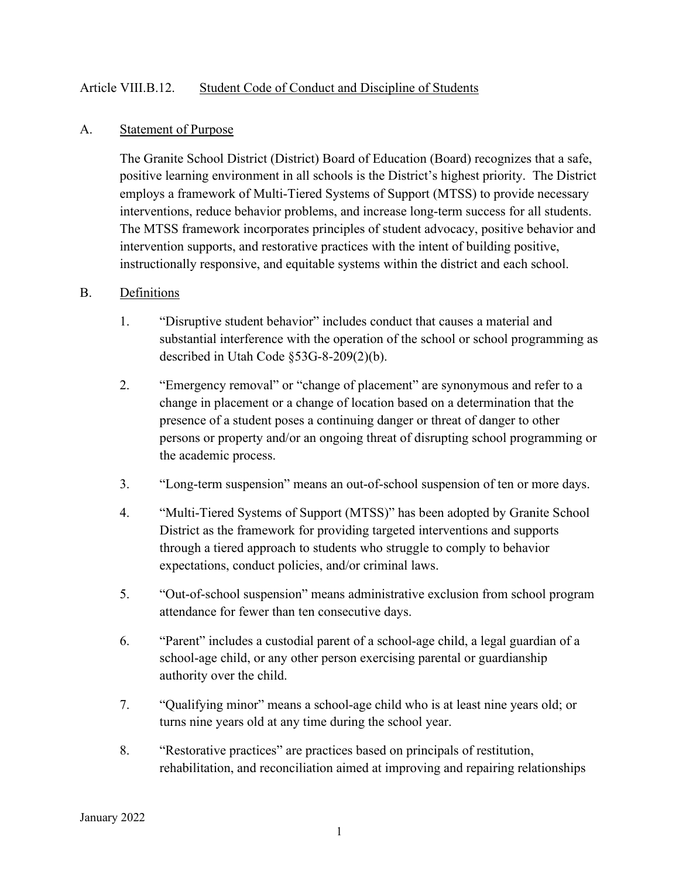# Article VIII.B.12. Student Code of Conduct and Discipline of Students

## A. Statement of Purpose

The Granite School District (District) Board of Education (Board) recognizes that a safe, positive learning environment in all schools is the District's highest priority. The District employs a framework of Multi-Tiered Systems of Support (MTSS) to provide necessary interventions, reduce behavior problems, and increase long-term success for all students. The MTSS framework incorporates principles of student advocacy, positive behavior and intervention supports, and restorative practices with the intent of building positive, instructionally responsive, and equitable systems within the district and each school.

## B. Definitions

1. "Disruptive student behavior" includes conduct that causes a material and substantial interference with the operation of the school or school programming as described in Utah Code §53G-8-209(2)(b).

2. "Emergency removal" or "change of placement" are synonymous and refer to a change in placement or a change of location based on a determination that the presence of a student poses a continuing danger or threat of danger to other persons or property and/or an ongoing threat of disrupting school programming or the academic process.

3. "Long-term suspension" means an out-of-school suspension of ten or more days.

4. "Multi-Tiered Systems of Support (MTSS)" has been adopted by Granite School District as the framework for providing targeted interventions and supports through a tiered approach to students who struggle to comply to behavior expectations, conduct policies, and/or criminal laws.

5. "Out-of-school suspension" means administrative exclusion from school program attendance for fewer than ten consecutive days.

6. "Parent" includes a custodial parent of a school-age child, a legal guardian of a school-age child, or any other person exercising parental or guardianship authority over the child.

7. "Qualifying minor" means a school-age child who is at least nine years old; or turns nine years old at any time during the school year.

8. "Restorative practices" are practices based on principals of restitution, rehabilitation, and reconciliation aimed at improving and repairing relationships

January 2022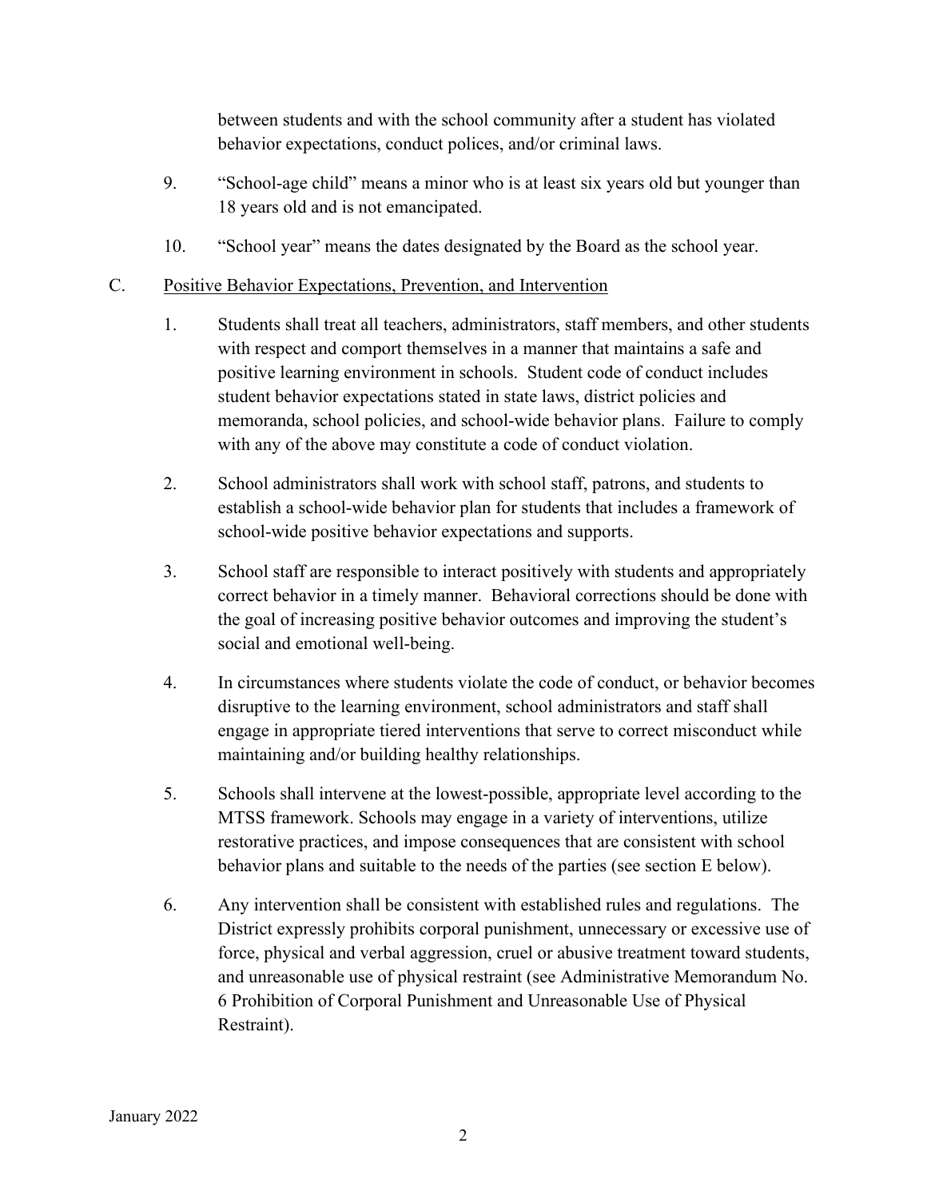between students and with the school community after a student has violated behavior expectations, conduct polices, and/or criminal laws.

9. "School-age child" means a minor who is at least six years old but younger than 18 years old and is not emancipated.

10. "School year" means the dates designated by the Board as the school year.

C. <u>Positive Behavior Expectations, Prevention, and Intervention</u>

1. Students shall treat all teachers, administrators, staff members, and other students with respect and comport themselves in a manner that maintains a safe and positive learning environment in schools. Student code of conduct includes student behavior expectations stated in state laws, district policies and memoranda, school policies, and school-wide behavior plans. Failure to comply with any of the above may constitute a code of conduct violation.

2. School administrators shall work with school staff, patrons, and students to establish a school-wide behavior plan for students that includes a framework of school-wide positive behavior expectations and supports.

3. School staff are responsible to interact positively with students and appropriately correct behavior in a timely manner. Behavioral corrections should be done with the goal of increasing positive behavior outcomes and improving the student's social and emotional well-being.

4. In circumstances where students violate the code of conduct, or behavior becomes disruptive to the learning environment, school administrators and staff shall engage in appropriate tiered interventions that serve to correct misconduct while maintaining and/or building healthy relationships.

5. Schools shall intervene at the lowest-possible, appropriate level according to the MTSS framework. Schools may engage in a variety of interventions, utilize restorative practices, and impose consequences that are consistent with school behavior plans and suitable to the needs of the parties (see section E below).

6. Any intervention shall be consistent with established rules and regulations. The District expressly prohibits corporal punishment, unnecessary or excessive use of force, physical and verbal aggression, cruel or abusive treatment toward students, and unreasonable use of physical restraint (see Administrative Memorandum No. 6 Prohibition of Corporal Punishment and Unreasonable Use of Physical Restraint).

January 2022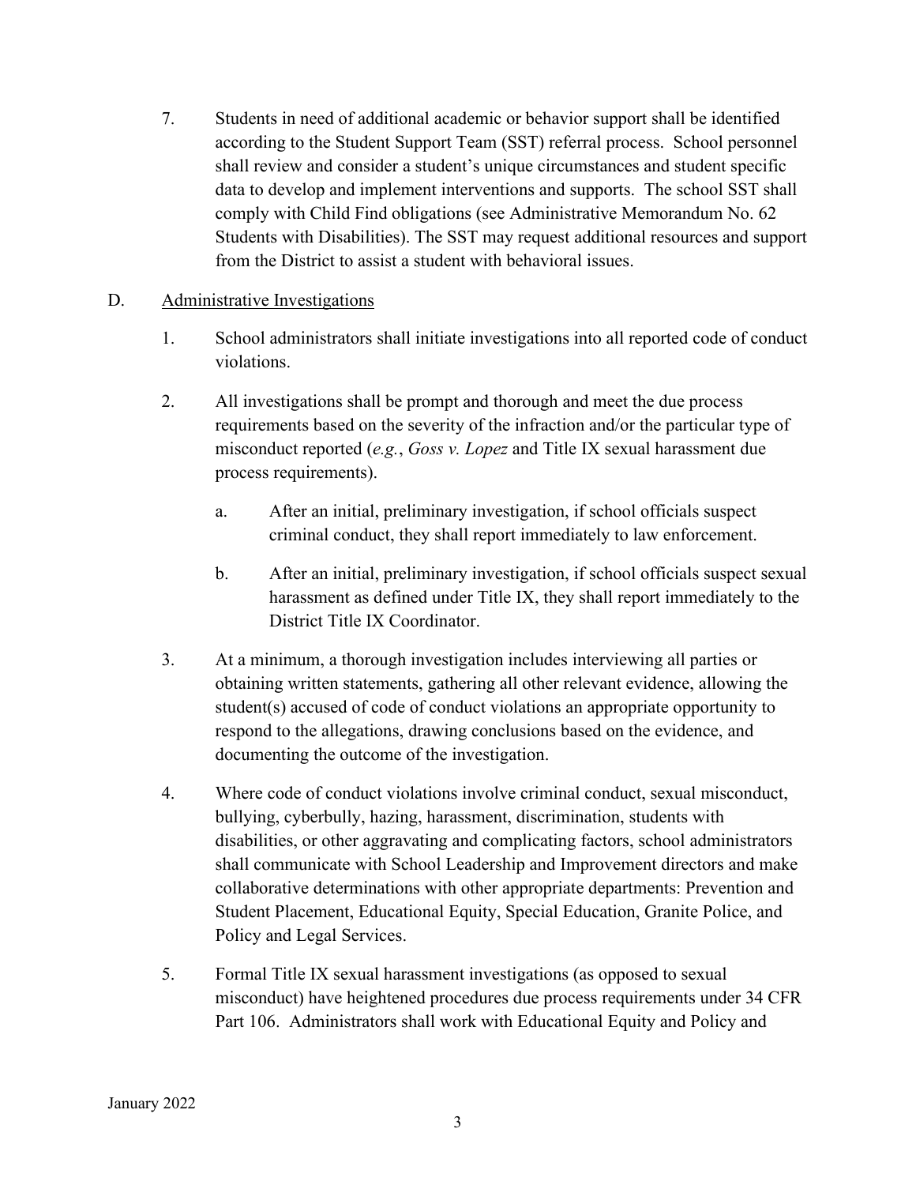7. Students in need of additional academic or behavior support shall be identified according to the Student Support Team (SST) referral process. School personnel shall review and consider a student's unique circumstances and student specific data to develop and implement interventions and supports. The school SST shall comply with Child Find obligations (see Administrative Memorandum No. 62 Students with Disabilities). The SST may request additional resources and support from the District to assist a student with behavioral issues.

D. <u>Administrative Investigations</u>

1. School administrators shall initiate investigations into all reported code of conduct violations.

2. All investigations shall be prompt and thorough and meet the due process requirements based on the severity of the infraction and/or the particular type of misconduct reported (*e.g.*, *Goss v. Lopez* and Title IX sexual harassment due process requirements).

   a. After an initial, preliminary investigation, if school officials suspect criminal conduct, they shall report immediately to law enforcement.

   b. After an initial, preliminary investigation, if school officials suspect sexual harassment as defined under Title IX, they shall report immediately to the District Title IX Coordinator.

3. At a minimum, a thorough investigation includes interviewing all parties or obtaining written statements, gathering all other relevant evidence, allowing the student(s) accused of code of conduct violations an appropriate opportunity to respond to the allegations, drawing conclusions based on the evidence, and documenting the outcome of the investigation.

4. Where code of conduct violations involve criminal conduct, sexual misconduct, bullying, cyberbully, hazing, harassment, discrimination, students with disabilities, or other aggravating and complicating factors, school administrators shall communicate with School Leadership and Improvement directors and make collaborative determinations with other appropriate departments: Prevention and Student Placement, Educational Equity, Special Education, Granite Police, and Policy and Legal Services.

5. Formal Title IX sexual harassment investigations (as opposed to sexual misconduct) have heightened procedures due process requirements under 34 CFR Part 106. Administrators shall work with Educational Equity and Policy and

January 2022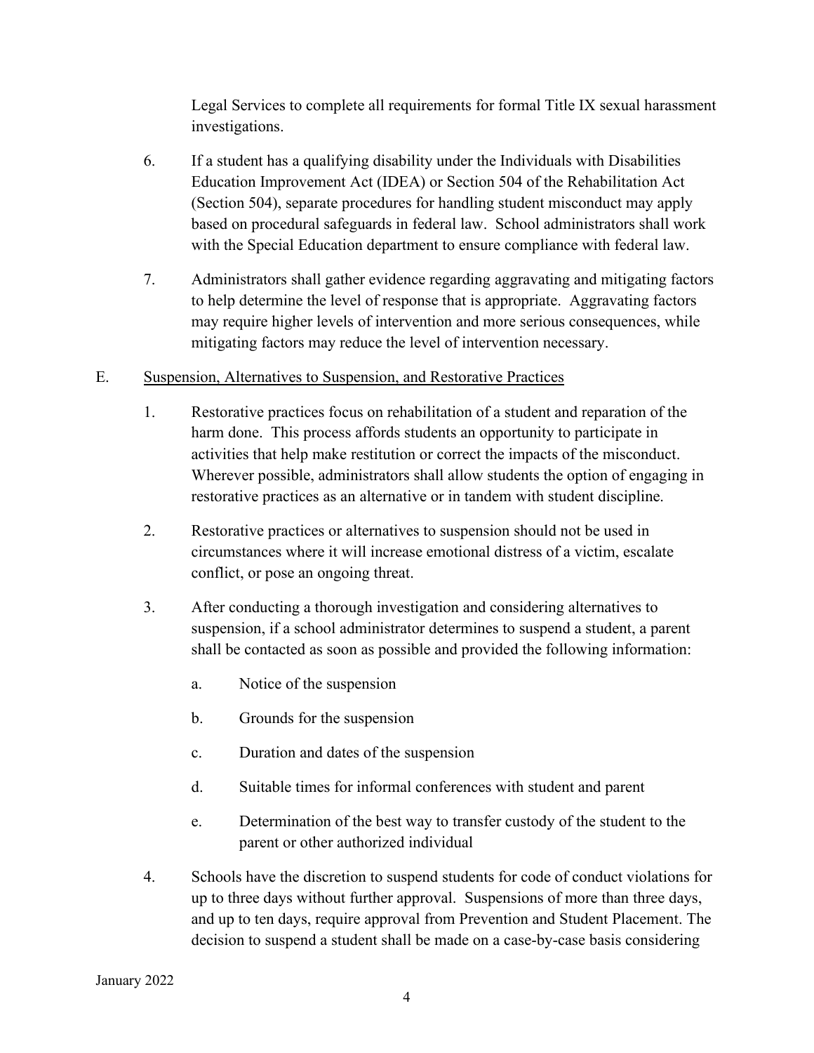Legal Services to complete all requirements for formal Title IX sexual harassment investigations.

6. If a student has a qualifying disability under the Individuals with Disabilities Education Improvement Act (IDEA) or Section 504 of the Rehabilitation Act (Section 504), separate procedures for handling student misconduct may apply based on procedural safeguards in federal law. School administrators shall work with the Special Education department to ensure compliance with federal law.

7. Administrators shall gather evidence regarding aggravating and mitigating factors to help determine the level of response that is appropriate. Aggravating factors may require higher levels of intervention and more serious consequences, while mitigating factors may reduce the level of intervention necessary.

E. Suspension, Alternatives to Suspension, and Restorative Practices

1. Restorative practices focus on rehabilitation of a student and reparation of the harm done. This process affords students an opportunity to participate in activities that help make restitution or correct the impacts of the misconduct. Wherever possible, administrators shall allow students the option of engaging in restorative practices as an alternative or in tandem with student discipline.

2. Restorative practices or alternatives to suspension should not be used in circumstances where it will increase emotional distress of a victim, escalate conflict, or pose an ongoing threat.

3. After conducting a thorough investigation and considering alternatives to suspension, if a school administrator determines to suspend a student, a parent shall be contacted as soon as possible and provided the following information:

    a. Notice of the suspension

    b. Grounds for the suspension

    c. Duration and dates of the suspension

    d. Suitable times for informal conferences with student and parent

    e. Determination of the best way to transfer custody of the student to the parent or other authorized individual

4. Schools have the discretion to suspend students for code of conduct violations for up to three days without further approval. Suspensions of more than three days, and up to ten days, require approval from Prevention and Student Placement. The decision to suspend a student shall be made on a case-by-case basis considering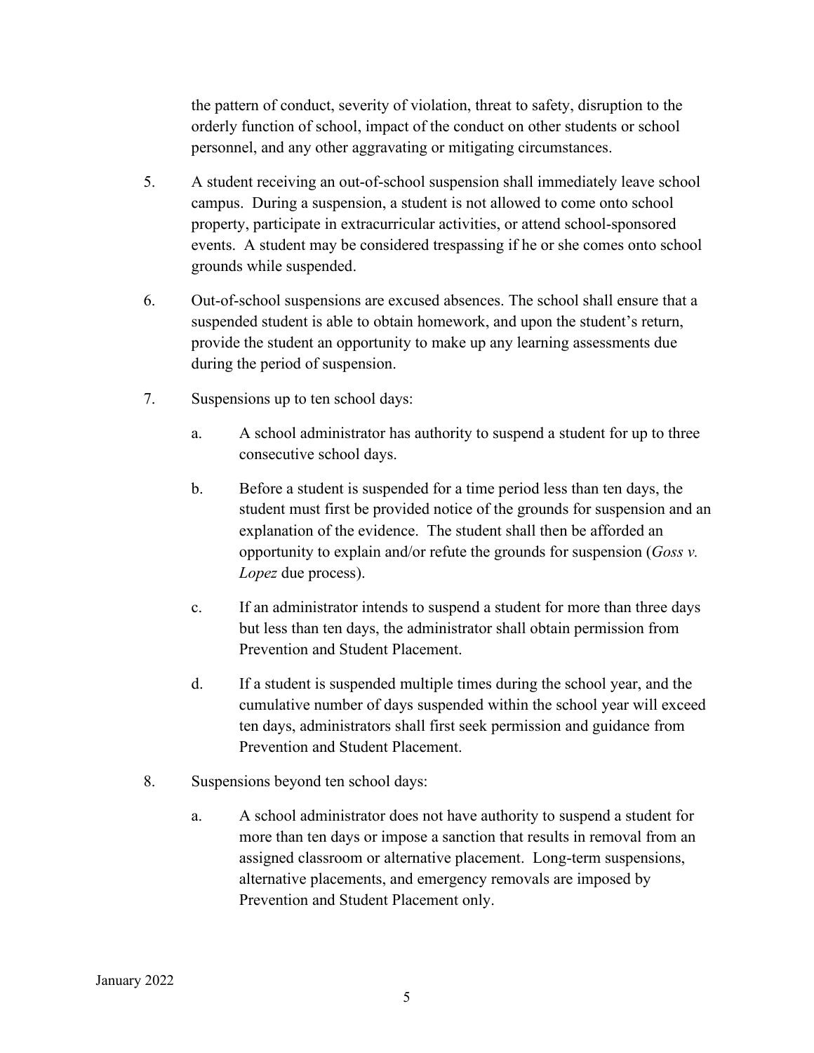the pattern of conduct, severity of violation, threat to safety, disruption to the orderly function of school, impact of the conduct on other students or school personnel, and any other aggravating or mitigating circumstances.

5. A student receiving an out-of-school suspension shall immediately leave school campus. During a suspension, a student is not allowed to come onto school property, participate in extracurricular activities, or attend school-sponsored events. A student may be considered trespassing if he or she comes onto school grounds while suspended.

6. Out-of-school suspensions are excused absences. The school shall ensure that a suspended student is able to obtain homework, and upon the student's return, provide the student an opportunity to make up any learning assessments due during the period of suspension.

7. Suspensions up to ten school days:

   a. A school administrator has authority to suspend a student for up to three consecutive school days.

   b. Before a student is suspended for a time period less than ten days, the student must first be provided notice of the grounds for suspension and an explanation of the evidence. The student shall then be afforded an opportunity to explain and/or refute the grounds for suspension (*Goss v. Lopez* due process).

   c. If an administrator intends to suspend a student for more than three days but less than ten days, the administrator shall obtain permission from Prevention and Student Placement.

   d. If a student is suspended multiple times during the school year, and the cumulative number of days suspended within the school year will exceed ten days, administrators shall first seek permission and guidance from Prevention and Student Placement.

8. Suspensions beyond ten school days:

   a. A school administrator does not have authority to suspend a student for more than ten days or impose a sanction that results in removal from an assigned classroom or alternative placement. Long-term suspensions, alternative placements, and emergency removals are imposed by Prevention and Student Placement only.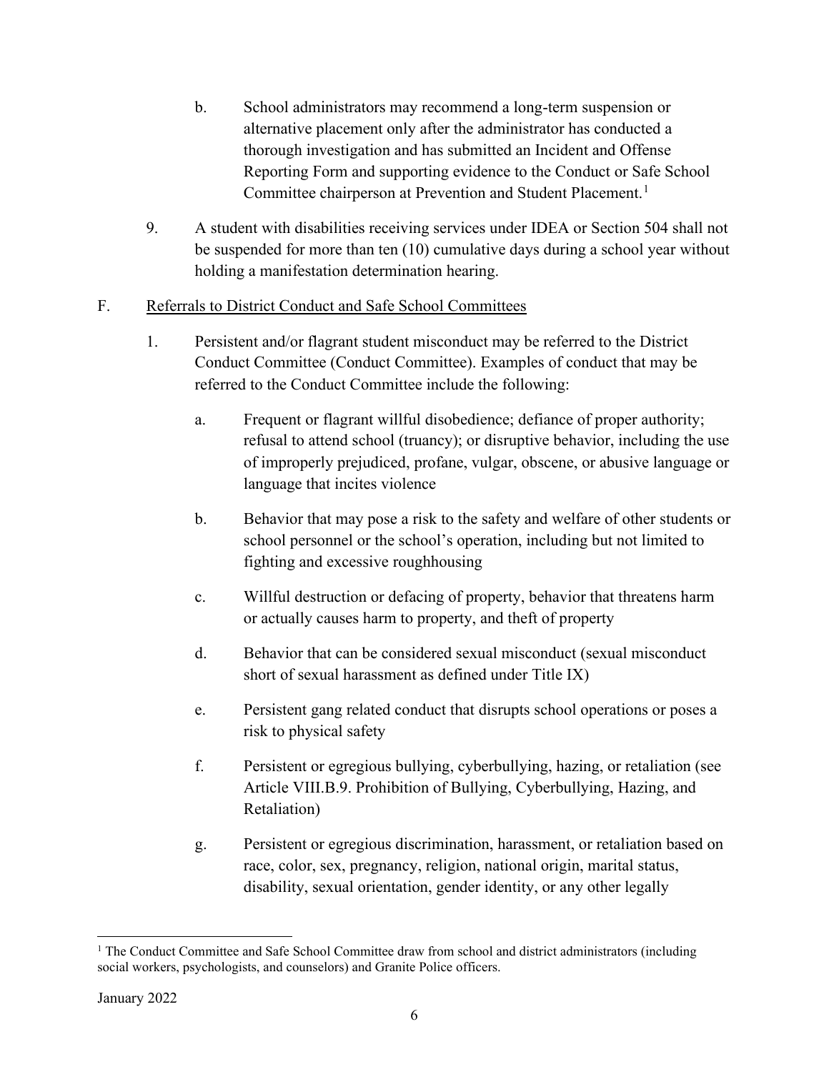b. School administrators may recommend a long-term suspension or alternative placement only after the administrator has conducted a thorough investigation and has submitted an Incident and Offense Reporting Form and supporting evidence to the Conduct or Safe School Committee chairperson at Prevention and Student Placement.[1]

9. A student with disabilities receiving services under IDEA or Section 504 shall not be suspended for more than ten (10) cumulative days during a school year without holding a manifestation determination hearing.

F. Referrals to District Conduct and Safe School Committees

1. Persistent and/or flagrant student misconduct may be referred to the District Conduct Committee (Conduct Committee). Examples of conduct that may be referred to the Conduct Committee include the following:

   a. Frequent or flagrant willful disobedience; defiance of proper authority; refusal to attend school (truancy); or disruptive behavior, including the use of improperly prejudiced, profane, vulgar, obscene, or abusive language or language that incites violence

   b. Behavior that may pose a risk to the safety and welfare of other students or school personnel or the school's operation, including but not limited to fighting and excessive roughhousing

   c. Willful destruction or defacing of property, behavior that threatens harm or actually causes harm to property, and theft of property

   d. Behavior that can be considered sexual misconduct (sexual misconduct short of sexual harassment as defined under Title IX)

   e. Persistent gang related conduct that disrupts school operations or poses a risk to physical safety

   f. Persistent or egregious bullying, cyberbullying, hazing, or retaliation (see Article VIII.B.9. Prohibition of Bullying, Cyberbullying, Hazing, and Retaliation)

   g. Persistent or egregious discrimination, harassment, or retaliation based on race, color, sex, pregnancy, religion, national origin, marital status, disability, sexual orientation, gender identity, or any other legally

[1] The Conduct Committee and Safe School Committee draw from school and district administrators (including social workers, psychologists, and counselors) and Granite Police officers.

January 2022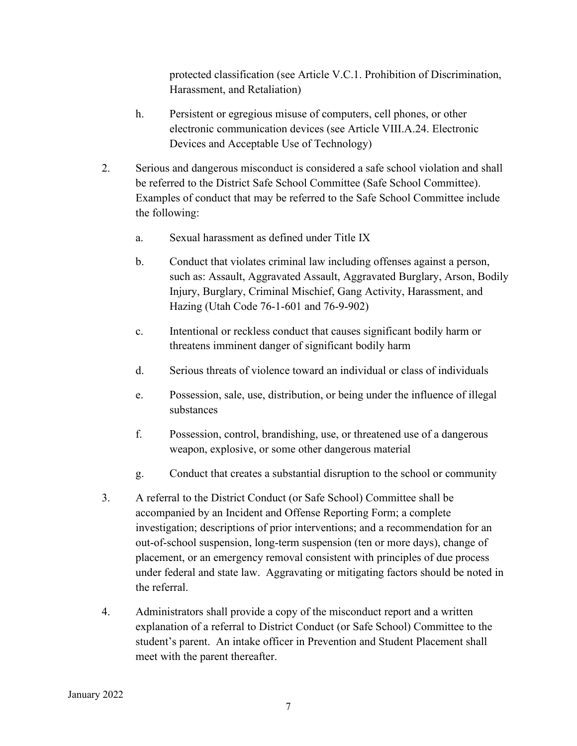protected classification (see Article V.C.1. Prohibition of Discrimination, Harassment, and Retaliation)

h. Persistent or egregious misuse of computers, cell phones, or other electronic communication devices (see Article VIII.A.24. Electronic Devices and Acceptable Use of Technology)

2. Serious and dangerous misconduct is considered a safe school violation and shall be referred to the District Safe School Committee (Safe School Committee). Examples of conduct that may be referred to the Safe School Committee include the following:

   a. Sexual harassment as defined under Title IX

   b. Conduct that violates criminal law including offenses against a person, such as: Assault, Aggravated Assault, Aggravated Burglary, Arson, Bodily Injury, Burglary, Criminal Mischief, Gang Activity, Harassment, and Hazing (Utah Code 76-1-601 and 76-9-902)

   c. Intentional or reckless conduct that causes significant bodily harm or threatens imminent danger of significant bodily harm

   d. Serious threats of violence toward an individual or class of individuals

   e. Possession, sale, use, distribution, or being under the influence of illegal substances

   f. Possession, control, brandishing, use, or threatened use of a dangerous weapon, explosive, or some other dangerous material

   g. Conduct that creates a substantial disruption to the school or community

3. A referral to the District Conduct (or Safe School) Committee shall be accompanied by an Incident and Offense Reporting Form; a complete investigation; descriptions of prior interventions; and a recommendation for an out-of-school suspension, long-term suspension (ten or more days), change of placement, or an emergency removal consistent with principles of due process under federal and state law. Aggravating or mitigating factors should be noted in the referral.

4. Administrators shall provide a copy of the misconduct report and a written explanation of a referral to District Conduct (or Safe School) Committee to the student's parent. An intake officer in Prevention and Student Placement shall meet with the parent thereafter.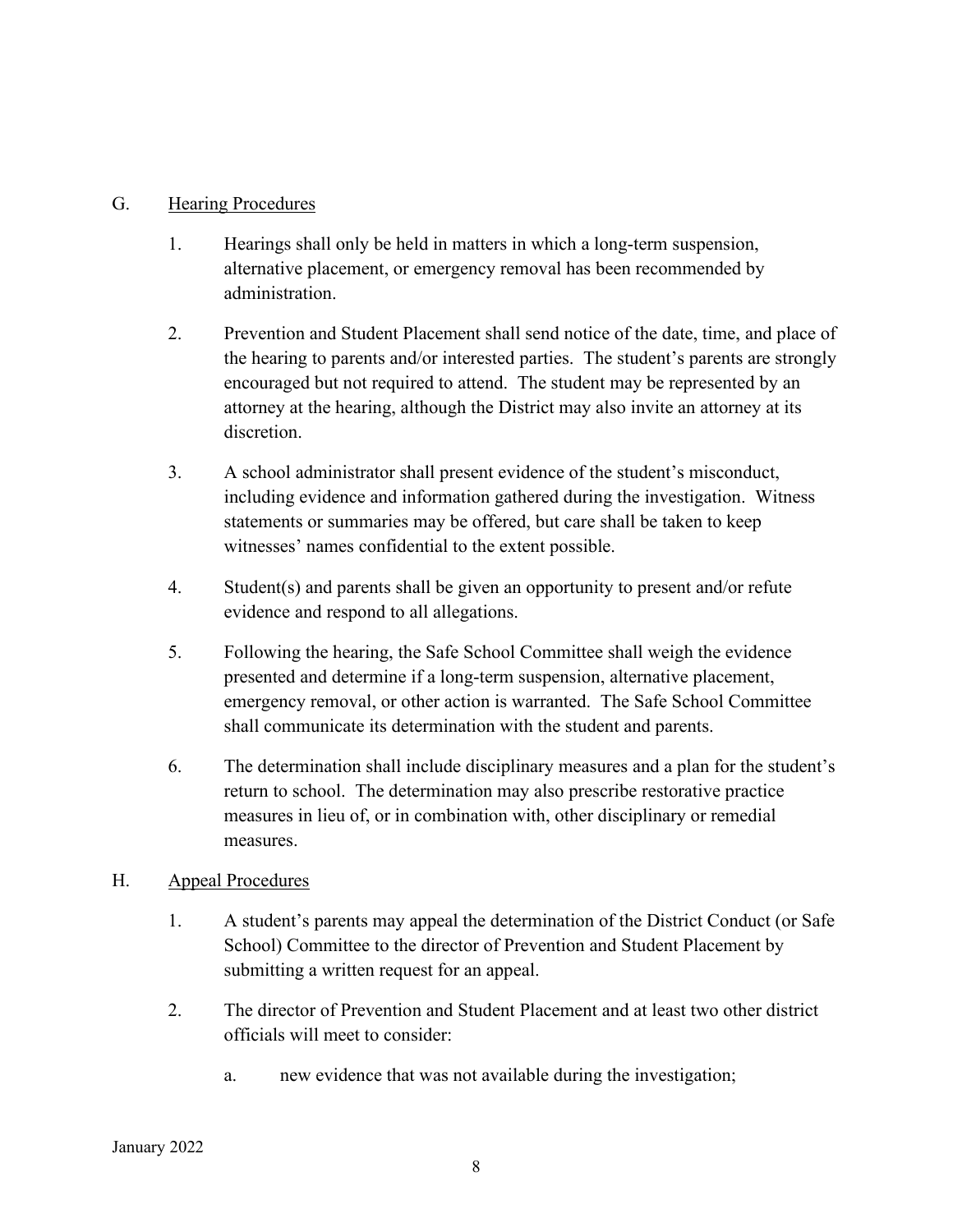G. Hearing Procedures

1. Hearings shall only be held in matters in which a long-term suspension, alternative placement, or emergency removal has been recommended by administration.

2. Prevention and Student Placement shall send notice of the date, time, and place of the hearing to parents and/or interested parties. The student's parents are strongly encouraged but not required to attend. The student may be represented by an attorney at the hearing, although the District may also invite an attorney at its discretion.

3. A school administrator shall present evidence of the student's misconduct, including evidence and information gathered during the investigation. Witness statements or summaries may be offered, but care shall be taken to keep witnesses' names confidential to the extent possible.

4. Student(s) and parents shall be given an opportunity to present and/or refute evidence and respond to all allegations.

5. Following the hearing, the Safe School Committee shall weigh the evidence presented and determine if a long-term suspension, alternative placement, emergency removal, or other action is warranted. The Safe School Committee shall communicate its determination with the student and parents.

6. The determination shall include disciplinary measures and a plan for the student's return to school. The determination may also prescribe restorative practice measures in lieu of, or in combination with, other disciplinary or remedial measures.

H. Appeal Procedures

1. A student's parents may appeal the determination of the District Conduct (or Safe School) Committee to the director of Prevention and Student Placement by submitting a written request for an appeal.

2. The director of Prevention and Student Placement and at least two other district officials will meet to consider:

   a. new evidence that was not available during the investigation;

January 2022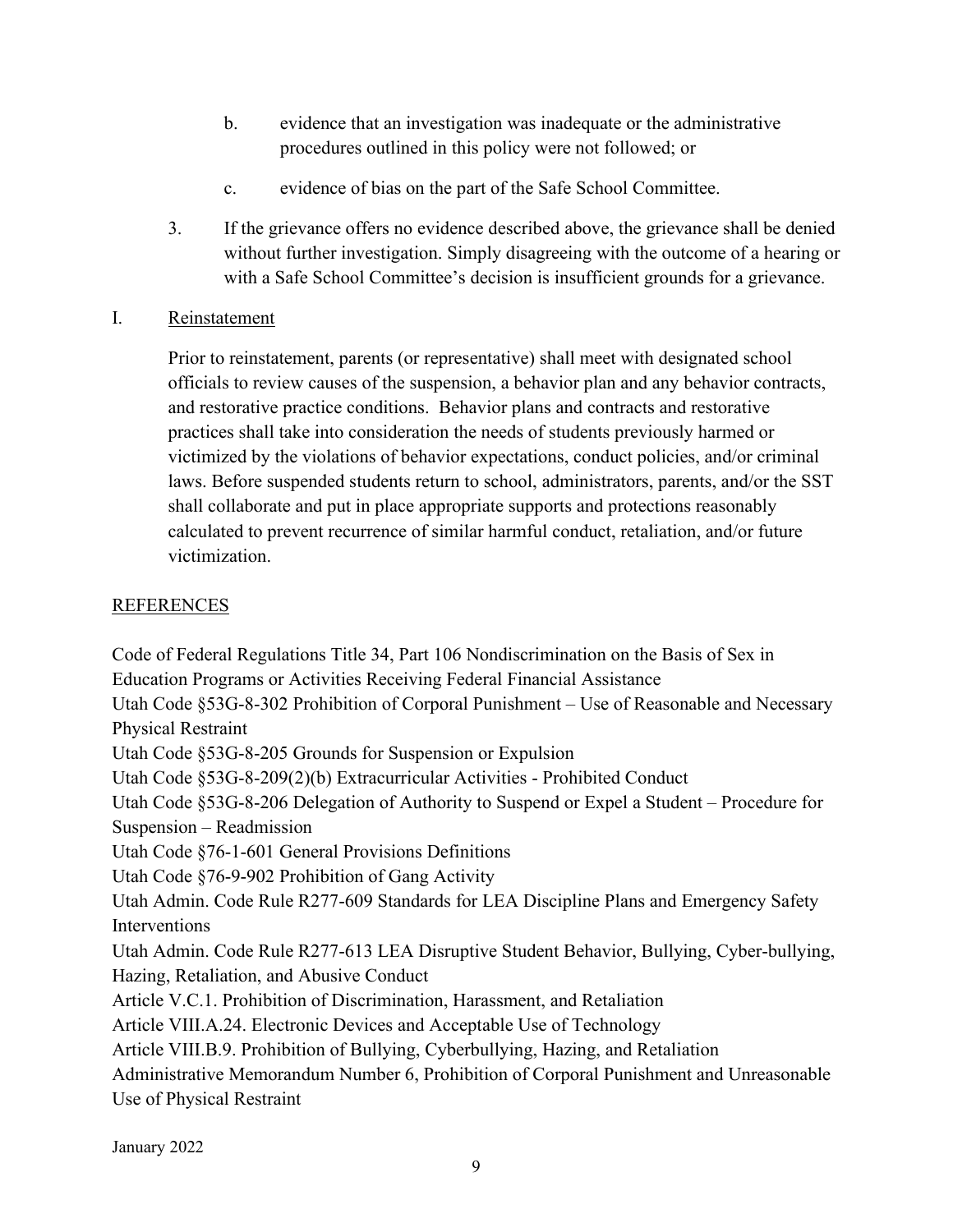b. evidence that an investigation was inadequate or the administrative procedures outlined in this policy were not followed; or

c. evidence of bias on the part of the Safe School Committee.

3. If the grievance offers no evidence described above, the grievance shall be denied without further investigation. Simply disagreeing with the outcome of a hearing or with a Safe School Committee's decision is insufficient grounds for a grievance.

I. Reinstatement

Prior to reinstatement, parents (or representative) shall meet with designated school officials to review causes of the suspension, a behavior plan and any behavior contracts, and restorative practice conditions. Behavior plans and contracts and restorative practices shall take into consideration the needs of students previously harmed or victimized by the violations of behavior expectations, conduct policies, and/or criminal laws. Before suspended students return to school, administrators, parents, and/or the SST shall collaborate and put in place appropriate supports and protections reasonably calculated to prevent recurrence of similar harmful conduct, retaliation, and/or future victimization.

REFERENCES

Code of Federal Regulations Title 34, Part 106 Nondiscrimination on the Basis of Sex in Education Programs or Activities Receiving Federal Financial Assistance
Utah Code §53G-8-302 Prohibition of Corporal Punishment – Use of Reasonable and Necessary Physical Restraint
Utah Code §53G-8-205 Grounds for Suspension or Expulsion
Utah Code §53G-8-209(2)(b) Extracurricular Activities - Prohibited Conduct
Utah Code §53G-8-206 Delegation of Authority to Suspend or Expel a Student – Procedure for Suspension – Readmission
Utah Code §76-1-601 General Provisions Definitions
Utah Code §76-9-902 Prohibition of Gang Activity
Utah Admin. Code Rule R277-609 Standards for LEA Discipline Plans and Emergency Safety Interventions
Utah Admin. Code Rule R277-613 LEA Disruptive Student Behavior, Bullying, Cyber-bullying, Hazing, Retaliation, and Abusive Conduct
Article V.C.1. Prohibition of Discrimination, Harassment, and Retaliation
Article VIII.A.24. Electronic Devices and Acceptable Use of Technology
Article VIII.B.9. Prohibition of Bullying, Cyberbullying, Hazing, and Retaliation
Administrative Memorandum Number 6, Prohibition of Corporal Punishment and Unreasonable Use of Physical Restraint

January 2022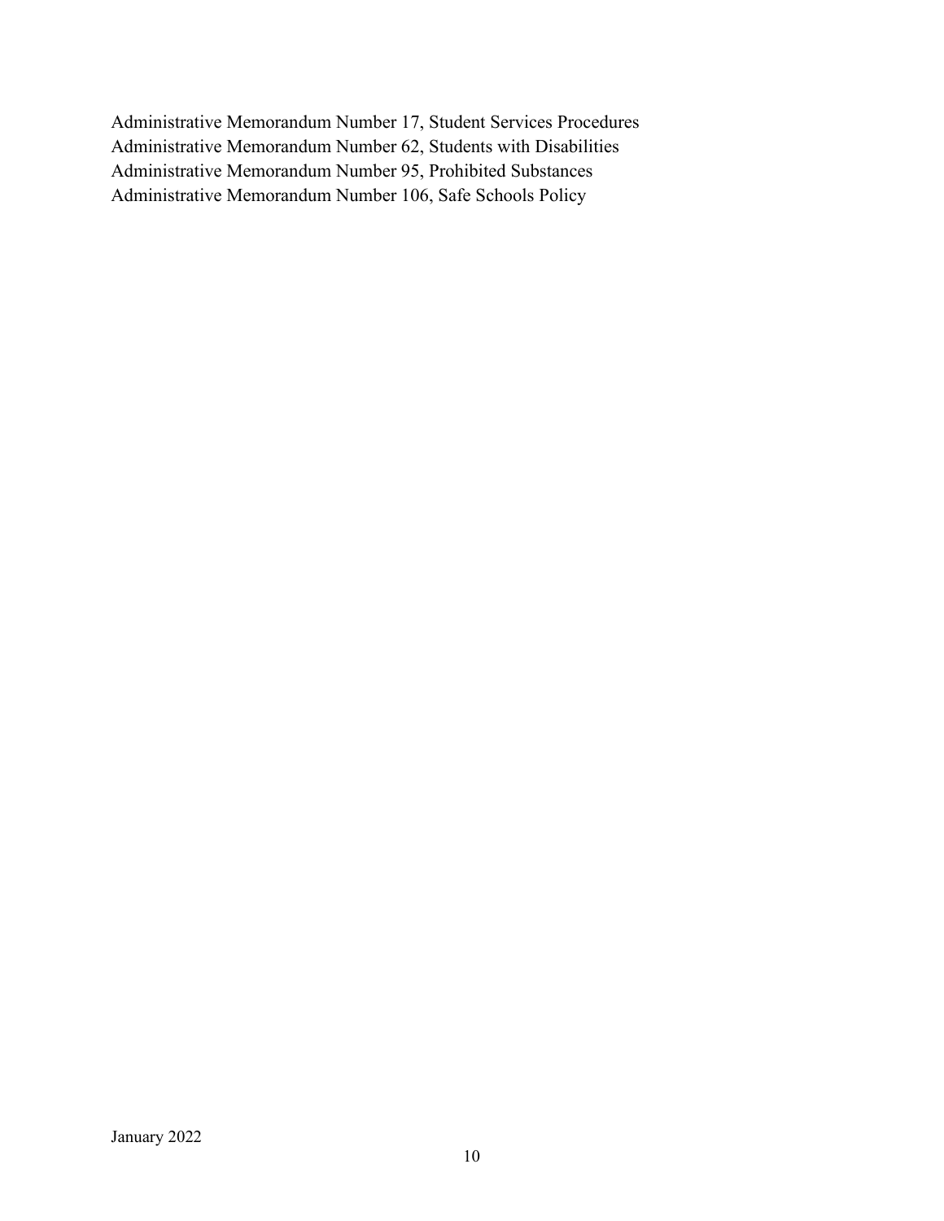Administrative Memorandum Number 17, Student Services Procedures
Administrative Memorandum Number 62, Students with Disabilities
Administrative Memorandum Number 95, Prohibited Substances
Administrative Memorandum Number 106, Safe Schools Policy

January 2022